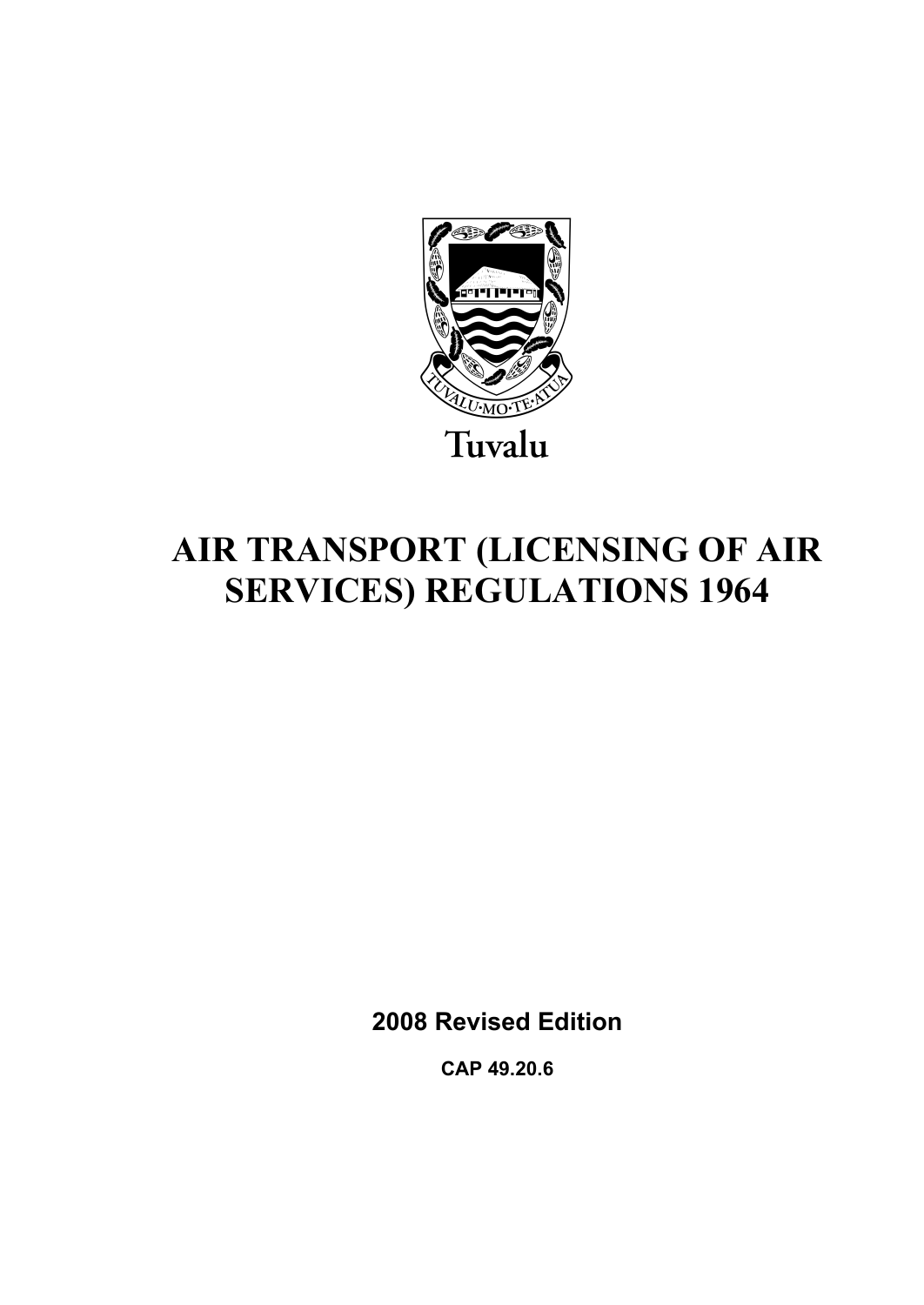Tuvalu

# AIR TRANSPORT (LICENSING OF AIR SERVICES) REGULATIONS 1964

**2008 Revised Edition**

**CAP 49.20.6**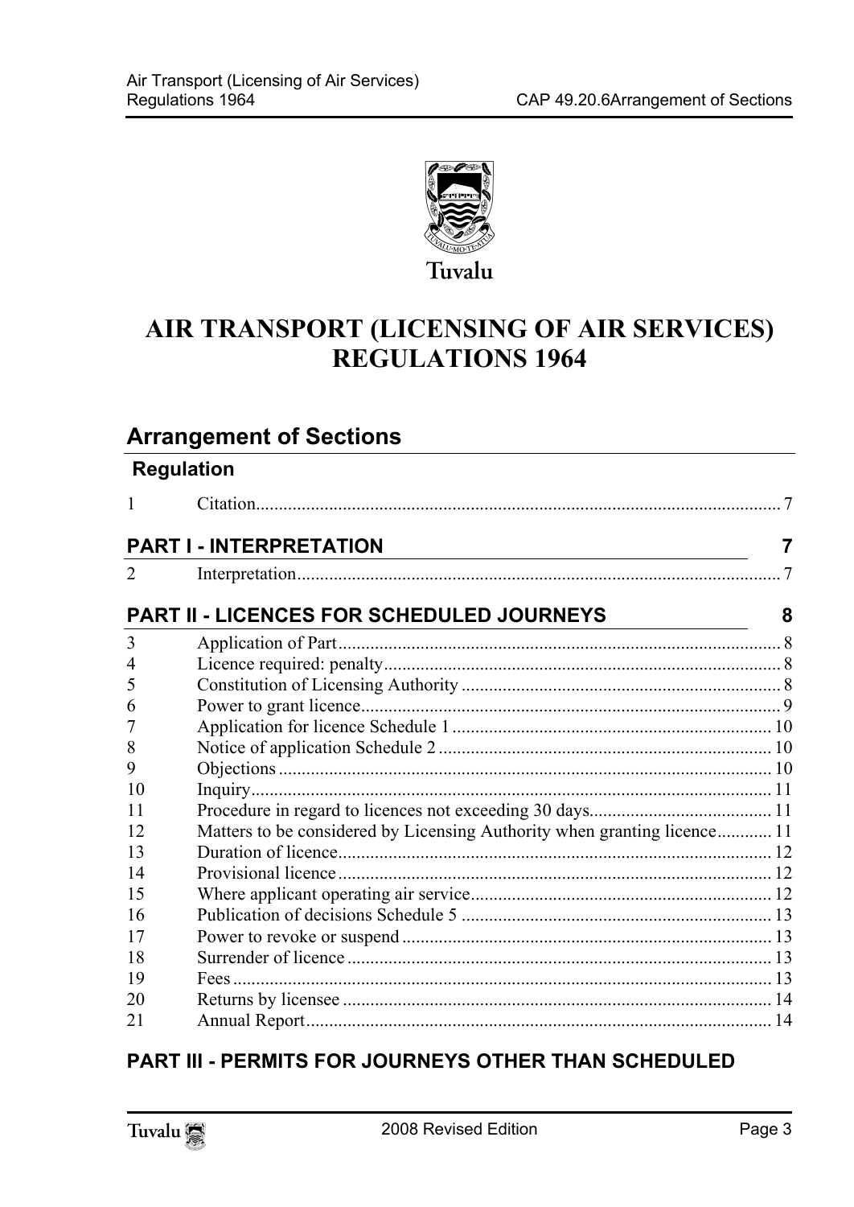# AIR TRANSPORT (LICENSING OF AIR SERVICES) REGULATIONS 1964

## Arrangement of Sections

### Regulation

| | | |
|---|---|---|
| 1 | Citation | 7 |

## PART I - INTERPRETATION 7

| | | |
|---|---|---|
| 2 | Interpretation | 7 |

## PART II - LICENCES FOR SCHEDULED JOURNEYS 8

| | | |
|---|---|---|
| 3 | Application of Part | 8 |
| 4 | Licence required: penalty | 8 |
| 5 | Constitution of Licensing Authority | 8 |
| 6 | Power to grant licence | 9 |
| 7 | Application for licence Schedule 1 | 10 |
| 8 | Notice of application Schedule 2 | 10 |
| 9 | Objections | 10 |
| 10 | Inquiry | 11 |
| 11 | Procedure in regard to licences not exceeding 30 days | 11 |
| 12 | Matters to be considered by Licensing Authority when granting licence | 11 |
| 13 | Duration of licence | 12 |
| 14 | Provisional licence | 12 |
| 15 | Where applicant operating air service | 12 |
| 16 | Publication of decisions Schedule 5 | 13 |
| 17 | Power to revoke or suspend | 13 |
| 18 | Surrender of licence | 13 |
| 19 | Fees | 13 |
| 20 | Returns by licensee | 14 |
| 21 | Annual Report | 14 |

## PART III - PERMITS FOR JOURNEYS OTHER THAN SCHEDULED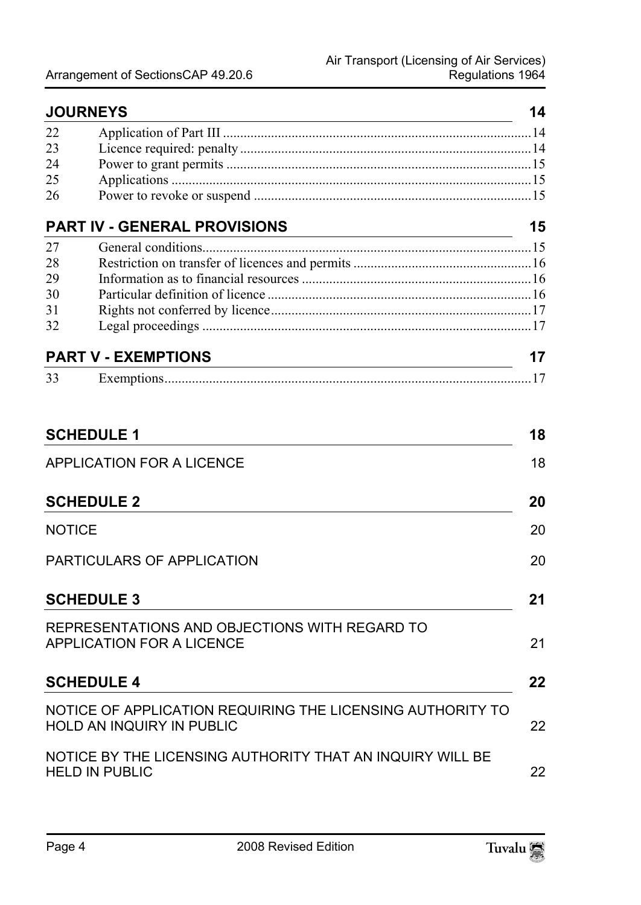## JOURNEYS 14

| | | |
|---|---|---|
| 22 | Application of Part III | 14 |
| 23 | Licence required: penalty | 14 |
| 24 | Power to grant permits | 15 |
| 25 | Applications | 15 |
| 26 | Power to revoke or suspend | 15 |

## PART IV - GENERAL PROVISIONS 15

| | | |
|---|---|---|
| 27 | General conditions | 15 |
| 28 | Restriction on transfer of licences and permits | 16 |
| 29 | Information as to financial resources | 16 |
| 30 | Particular definition of licence | 16 |
| 31 | Rights not conferred by licence | 17 |
| 32 | Legal proceedings | 17 |

## PART V - EXEMPTIONS 17

| | | |
|---|---|---|
| 33 | Exemptions | 17 |

## SCHEDULE 1 18

APPLICATION FOR A LICENCE 18

## SCHEDULE 2 20

NOTICE 20

PARTICULARS OF APPLICATION 20

## SCHEDULE 3 21

REPRESENTATIONS AND OBJECTIONS WITH REGARD TO APPLICATION FOR A LICENCE 21

## SCHEDULE 4 22

NOTICE OF APPLICATION REQUIRING THE LICENSING AUTHORITY TO HOLD AN INQUIRY IN PUBLIC 22

NOTICE BY THE LICENSING AUTHORITY THAT AN INQUIRY WILL BE HELD IN PUBLIC 22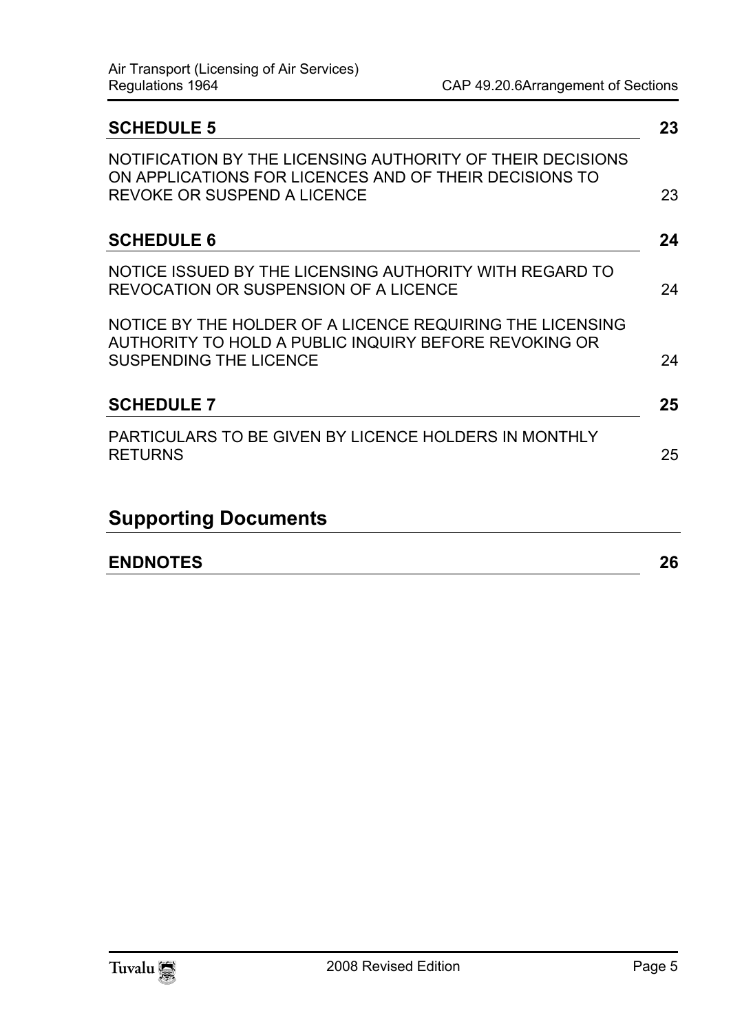## SCHEDULE 5 — 23

NOTIFICATION BY THE LICENSING AUTHORITY OF THEIR DECISIONS ON APPLICATIONS FOR LICENCES AND OF THEIR DECISIONS TO REVOKE OR SUSPEND A LICENCE — 23

## SCHEDULE 6 — 24

NOTICE ISSUED BY THE LICENSING AUTHORITY WITH REGARD TO REVOCATION OR SUSPENSION OF A LICENCE — 24

NOTICE BY THE HOLDER OF A LICENCE REQUIRING THE LICENSING AUTHORITY TO HOLD A PUBLIC INQUIRY BEFORE REVOKING OR SUSPENDING THE LICENCE — 24

## SCHEDULE 7 — 25

PARTICULARS TO BE GIVEN BY LICENCE HOLDERS IN MONTHLY RETURNS — 25

# Supporting Documents

## ENDNOTES — 26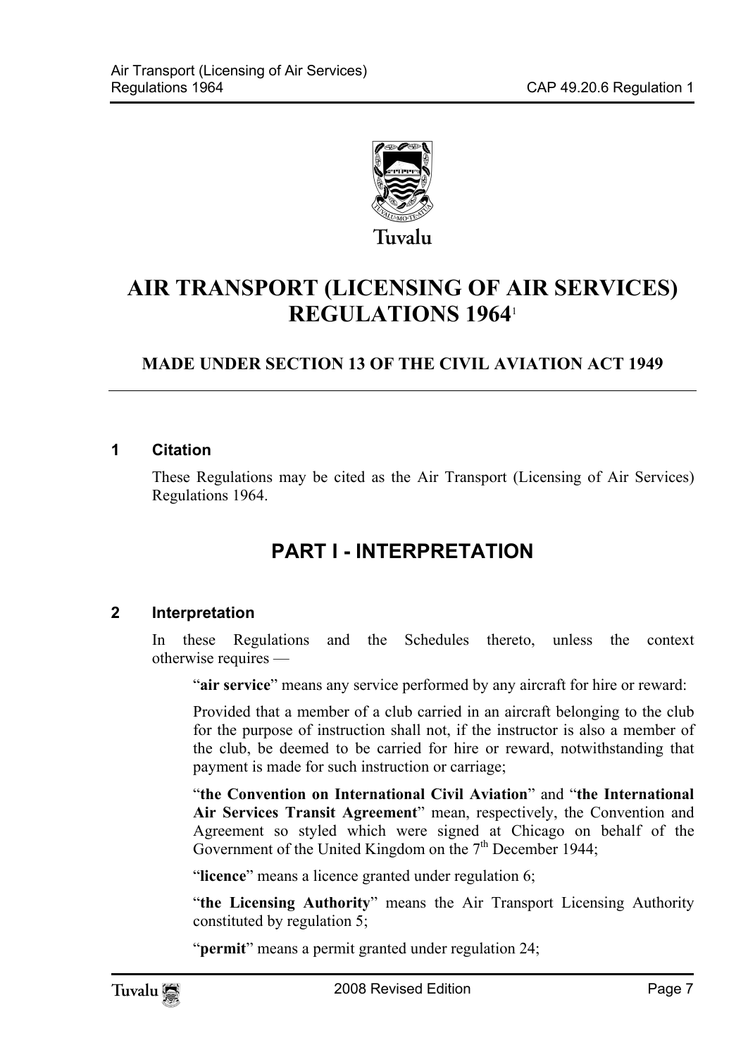Tuvalu

# AIR TRANSPORT (LICENSING OF AIR SERVICES) REGULATIONS 1964[1]

### MADE UNDER SECTION 13 OF THE CIVIL AVIATION ACT 1949

---

### 1 Citation

These Regulations may be cited as the Air Transport (Licensing of Air Services) Regulations 1964.

## PART I - INTERPRETATION

### 2 Interpretation

In these Regulations and the Schedules thereto, unless the context otherwise requires —

"**air service**" means any service performed by any aircraft for hire or reward:

Provided that a member of a club carried in an aircraft belonging to the club for the purpose of instruction shall not, if the instructor is also a member of the club, be deemed to be carried for hire or reward, notwithstanding that payment is made for such instruction or carriage;

"**the Convention on International Civil Aviation**" and "**the International Air Services Transit Agreement**" mean, respectively, the Convention and Agreement so styled which were signed at Chicago on behalf of the Government of the United Kingdom on the 7th December 1944;

"**licence**" means a licence granted under regulation 6;

"**the Licensing Authority**" means the Air Transport Licensing Authority constituted by regulation 5;

"**permit**" means a permit granted under regulation 24;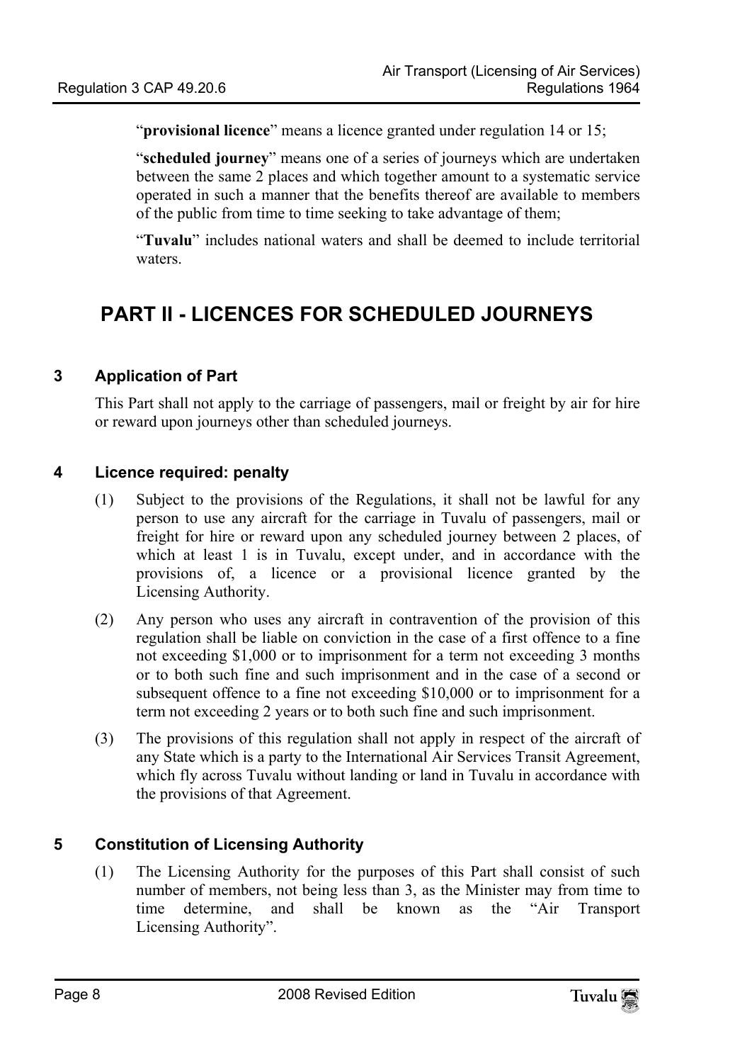"**provisional licence**" means a licence granted under regulation 14 or 15;

"**scheduled journey**" means one of a series of journeys which are undertaken between the same 2 places and which together amount to a systematic service operated in such a manner that the benefits thereof are available to members of the public from time to time seeking to take advantage of them;

"**Tuvalu**" includes national waters and shall be deemed to include territorial waters.

# PART II - LICENCES FOR SCHEDULED JOURNEYS

### 3 Application of Part

This Part shall not apply to the carriage of passengers, mail or freight by air for hire or reward upon journeys other than scheduled journeys.

### 4 Licence required: penalty

(1) Subject to the provisions of the Regulations, it shall not be lawful for any person to use any aircraft for the carriage in Tuvalu of passengers, mail or freight for hire or reward upon any scheduled journey between 2 places, of which at least 1 is in Tuvalu, except under, and in accordance with the provisions of, a licence or a provisional licence granted by the Licensing Authority.

(2) Any person who uses any aircraft in contravention of the provision of this regulation shall be liable on conviction in the case of a first offence to a fine not exceeding $1,000 or to imprisonment for a term not exceeding 3 months or to both such fine and such imprisonment and in the case of a second or subsequent offence to a fine not exceeding $10,000 or to imprisonment for a term not exceeding 2 years or to both such fine and such imprisonment.

(3) The provisions of this regulation shall not apply in respect of the aircraft of any State which is a party to the International Air Services Transit Agreement, which fly across Tuvalu without landing or land in Tuvalu in accordance with the provisions of that Agreement.

### 5 Constitution of Licensing Authority

(1) The Licensing Authority for the purposes of this Part shall consist of such number of members, not being less than 3, as the Minister may from time to time determine, and shall be known as the "Air Transport Licensing Authority".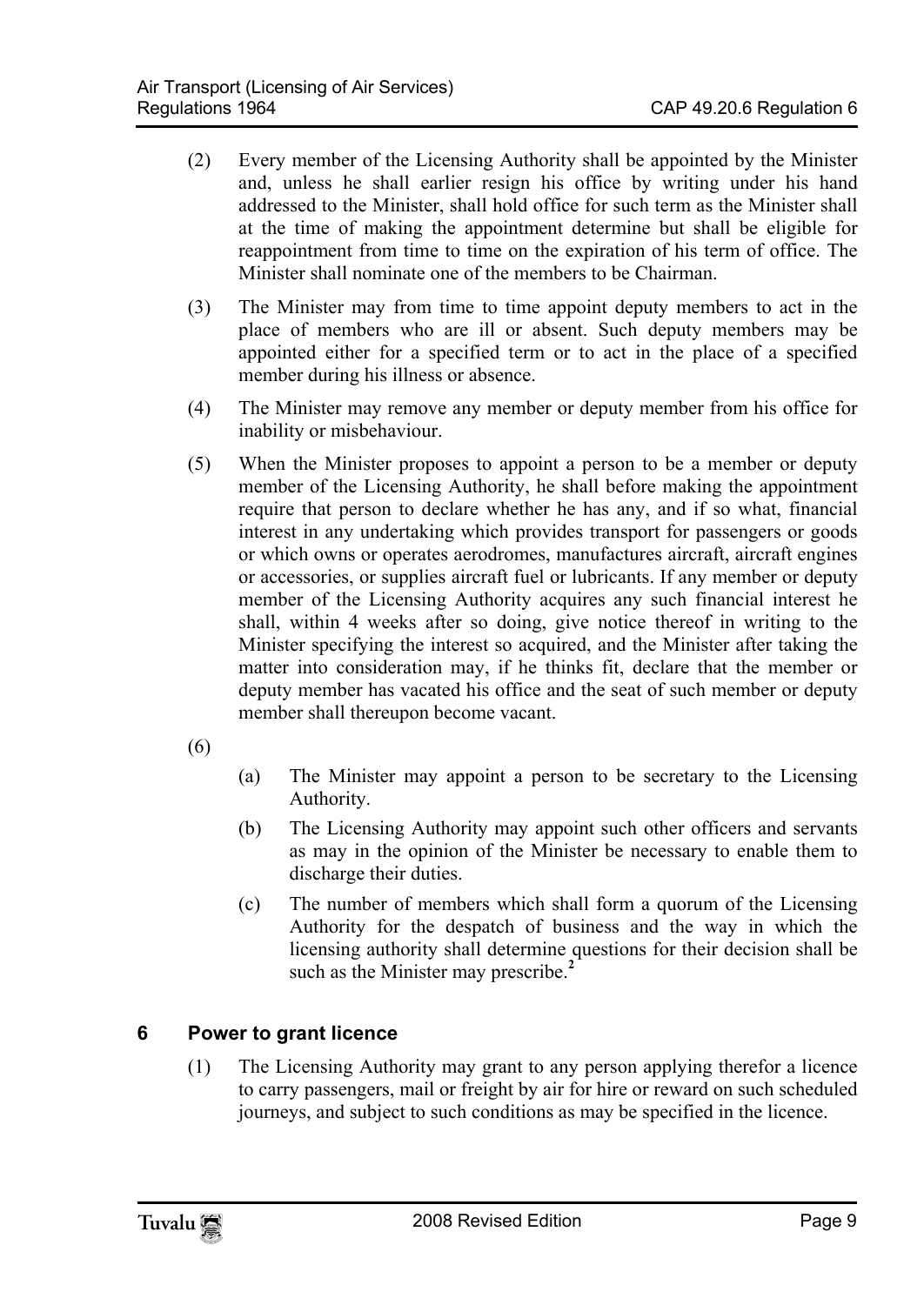(2) Every member of the Licensing Authority shall be appointed by the Minister and, unless he shall earlier resign his office by writing under his hand addressed to the Minister, shall hold office for such term as the Minister shall at the time of making the appointment determine but shall be eligible for reappointment from time to time on the expiration of his term of office. The Minister shall nominate one of the members to be Chairman.

(3) The Minister may from time to time appoint deputy members to act in the place of members who are ill or absent. Such deputy members may be appointed either for a specified term or to act in the place of a specified member during his illness or absence.

(4) The Minister may remove any member or deputy member from his office for inability or misbehaviour.

(5) When the Minister proposes to appoint a person to be a member or deputy member of the Licensing Authority, he shall before making the appointment require that person to declare whether he has any, and if so what, financial interest in any undertaking which provides transport for passengers or goods or which owns or operates aerodromes, manufactures aircraft, aircraft engines or accessories, or supplies aircraft fuel or lubricants. If any member or deputy member of the Licensing Authority acquires any such financial interest he shall, within 4 weeks after so doing, give notice thereof in writing to the Minister specifying the interest so acquired, and the Minister after taking the matter into consideration may, if he thinks fit, declare that the member or deputy member has vacated his office and the seat of such member or deputy member shall thereupon become vacant.

(6)

(a) The Minister may appoint a person to be secretary to the Licensing Authority.

(b) The Licensing Authority may appoint such other officers and servants as may in the opinion of the Minister be necessary to enable them to discharge their duties.

(c) The number of members which shall form a quorum of the Licensing Authority for the despatch of business and the way in which the licensing authority shall determine questions for their decision shall be such as the Minister may prescribe.[2]

## 6 Power to grant licence

(1) The Licensing Authority may grant to any person applying therefor a licence to carry passengers, mail or freight by air for hire or reward on such scheduled journeys, and subject to such conditions as may be specified in the licence.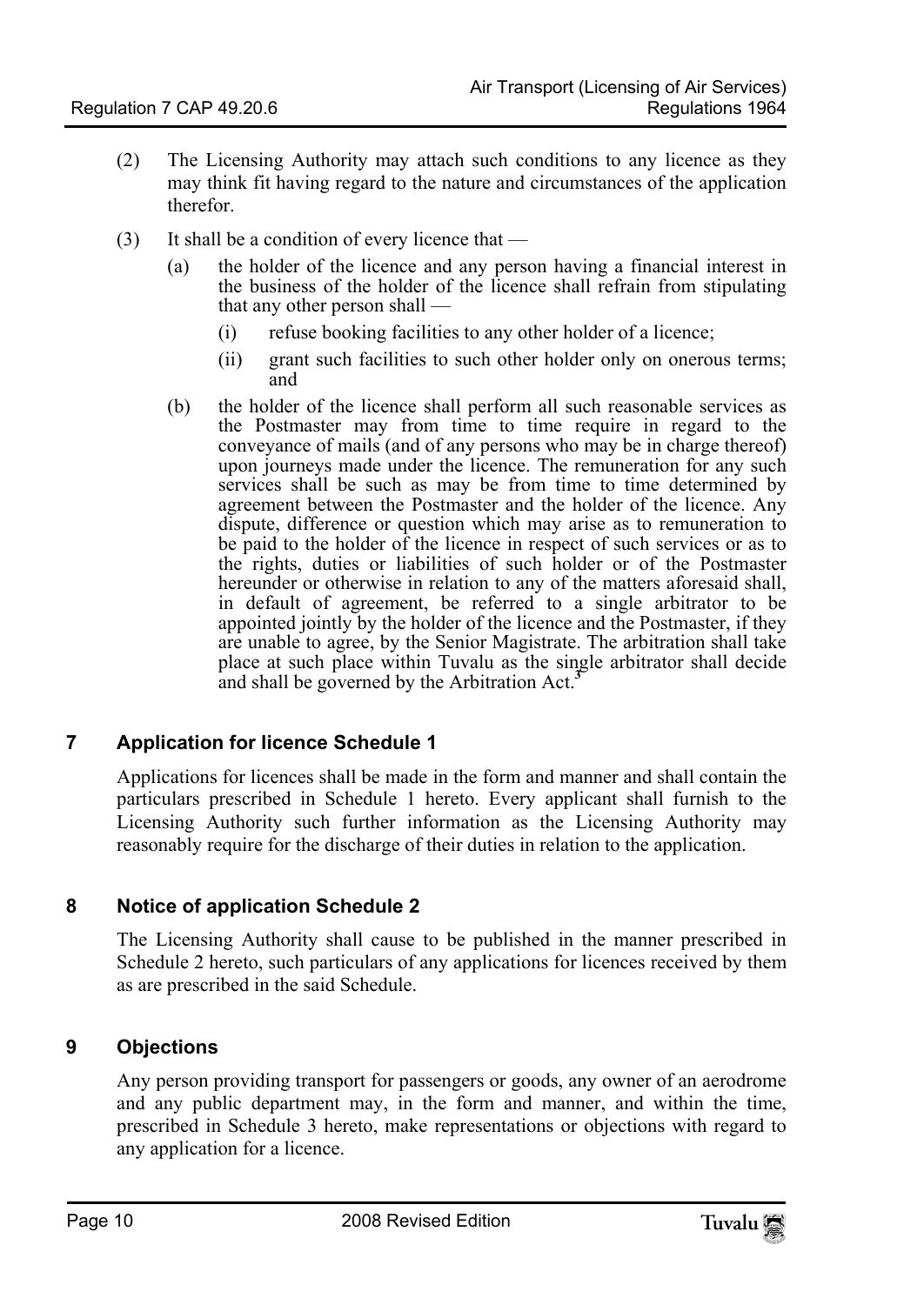(2) The Licensing Authority may attach such conditions to any licence as they may think fit having regard to the nature and circumstances of the application therefor.

(3) It shall be a condition of every licence that —

(a) the holder of the licence and any person having a financial interest in the business of the holder of the licence shall refrain from stipulating that any other person shall —

(i) refuse booking facilities to any other holder of a licence;

(ii) grant such facilities to such other holder only on onerous terms; and

(b) the holder of the licence shall perform all such reasonable services as the Postmaster may from time to time require in regard to the conveyance of mails (and of any persons who may be in charge thereof) upon journeys made under the licence. The remuneration for any such services shall be such as may be from time to time determined by agreement between the Postmaster and the holder of the licence. Any dispute, difference or question which may arise as to remuneration to be paid to the holder of the licence in respect of such services or as to the rights, duties or liabilities of such holder or of the Postmaster hereunder or otherwise in relation to any of the matters aforesaid shall, in default of agreement, be referred to a single arbitrator to be appointed jointly by the holder of the licence and the Postmaster, if they are unable to agree, by the Senior Magistrate. The arbitration shall take place at such place within Tuvalu as the single arbitrator shall decide and shall be governed by the Arbitration Act.[3]

## 7 Application for licence Schedule 1

Applications for licences shall be made in the form and manner and shall contain the particulars prescribed in Schedule 1 hereto. Every applicant shall furnish to the Licensing Authority such further information as the Licensing Authority may reasonably require for the discharge of their duties in relation to the application.

## 8 Notice of application Schedule 2

The Licensing Authority shall cause to be published in the manner prescribed in Schedule 2 hereto, such particulars of any applications for licences received by them as are prescribed in the said Schedule.

## 9 Objections

Any person providing transport for passengers or goods, any owner of an aerodrome and any public department may, in the form and manner, and within the time, prescribed in Schedule 3 hereto, make representations or objections with regard to any application for a licence.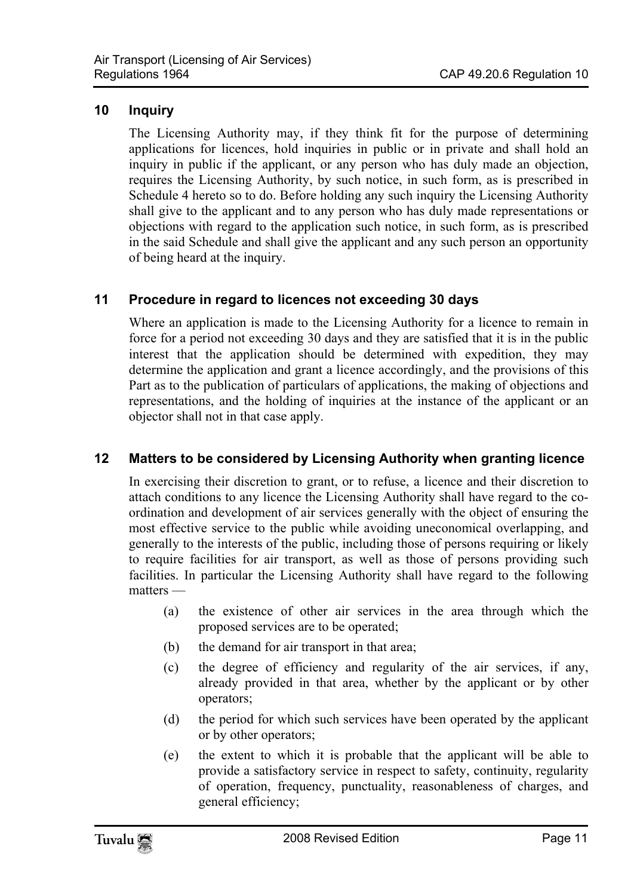## 10 Inquiry

The Licensing Authority may, if they think fit for the purpose of determining applications for licences, hold inquiries in public or in private and shall hold an inquiry in public if the applicant, or any person who has duly made an objection, requires the Licensing Authority, by such notice, in such form, as is prescribed in Schedule 4 hereto so to do. Before holding any such inquiry the Licensing Authority shall give to the applicant and to any person who has duly made representations or objections with regard to the application such notice, in such form, as is prescribed in the said Schedule and shall give the applicant and any such person an opportunity of being heard at the inquiry.

## 11 Procedure in regard to licences not exceeding 30 days

Where an application is made to the Licensing Authority for a licence to remain in force for a period not exceeding 30 days and they are satisfied that it is in the public interest that the application should be determined with expedition, they may determine the application and grant a licence accordingly, and the provisions of this Part as to the publication of particulars of applications, the making of objections and representations, and the holding of inquiries at the instance of the applicant or an objector shall not in that case apply.

## 12 Matters to be considered by Licensing Authority when granting licence

In exercising their discretion to grant, or to refuse, a licence and their discretion to attach conditions to any licence the Licensing Authority shall have regard to the co-ordination and development of air services generally with the object of ensuring the most effective service to the public while avoiding uneconomical overlapping, and generally to the interests of the public, including those of persons requiring or likely to require facilities for air transport, as well as those of persons providing such facilities. In particular the Licensing Authority shall have regard to the following matters —

(a) the existence of other air services in the area through which the proposed services are to be operated;

(b) the demand for air transport in that area;

(c) the degree of efficiency and regularity of the air services, if any, already provided in that area, whether by the applicant or by other operators;

(d) the period for which such services have been operated by the applicant or by other operators;

(e) the extent to which it is probable that the applicant will be able to provide a satisfactory service in respect to safety, continuity, regularity of operation, frequency, punctuality, reasonableness of charges, and general efficiency;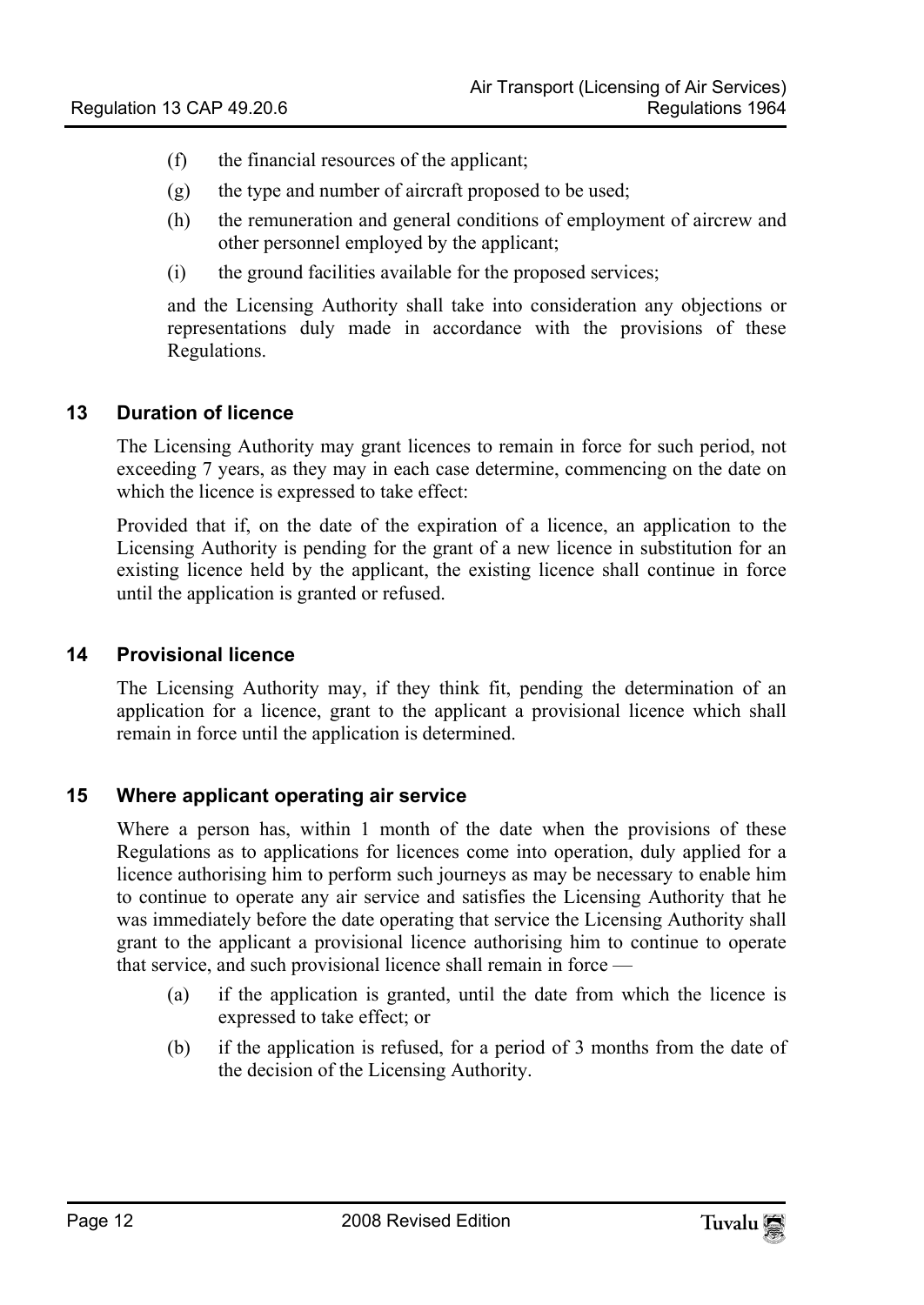(f) the financial resources of the applicant;

(g) the type and number of aircraft proposed to be used;

(h) the remuneration and general conditions of employment of aircrew and other personnel employed by the applicant;

(i) the ground facilities available for the proposed services;

and the Licensing Authority shall take into consideration any objections or representations duly made in accordance with the provisions of these Regulations.

## 13 Duration of licence

The Licensing Authority may grant licences to remain in force for such period, not exceeding 7 years, as they may in each case determine, commencing on the date on which the licence is expressed to take effect:

Provided that if, on the date of the expiration of a licence, an application to the Licensing Authority is pending for the grant of a new licence in substitution for an existing licence held by the applicant, the existing licence shall continue in force until the application is granted or refused.

## 14 Provisional licence

The Licensing Authority may, if they think fit, pending the determination of an application for a licence, grant to the applicant a provisional licence which shall remain in force until the application is determined.

## 15 Where applicant operating air service

Where a person has, within 1 month of the date when the provisions of these Regulations as to applications for licences come into operation, duly applied for a licence authorising him to perform such journeys as may be necessary to enable him to continue to operate any air service and satisfies the Licensing Authority that he was immediately before the date operating that service the Licensing Authority shall grant to the applicant a provisional licence authorising him to continue to operate that service, and such provisional licence shall remain in force —

(a) if the application is granted, until the date from which the licence is expressed to take effect; or

(b) if the application is refused, for a period of 3 months from the date of the decision of the Licensing Authority.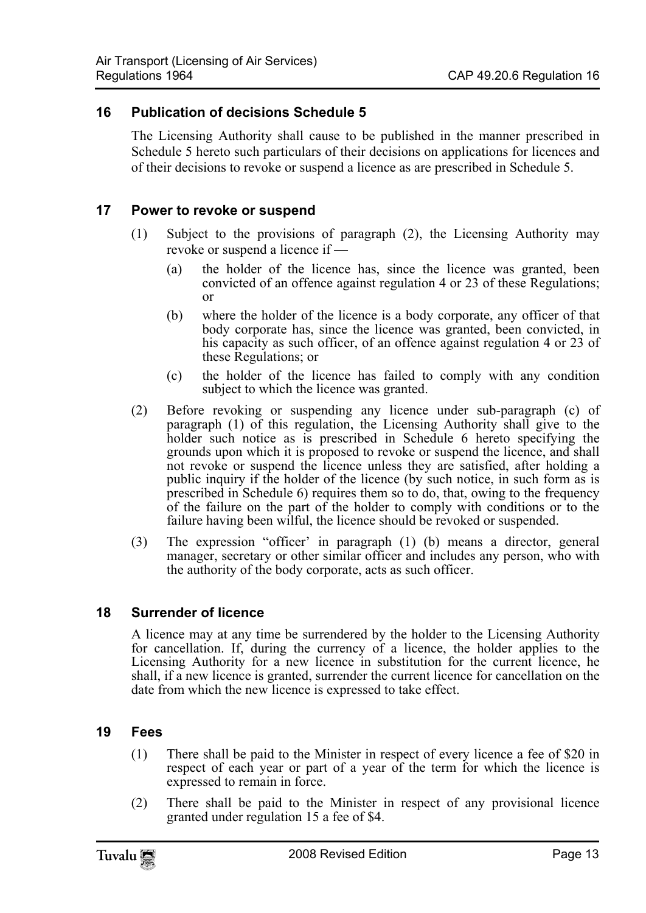## 16 Publication of decisions Schedule 5

The Licensing Authority shall cause to be published in the manner prescribed in Schedule 5 hereto such particulars of their decisions on applications for licences and of their decisions to revoke or suspend a licence as are prescribed in Schedule 5.

## 17 Power to revoke or suspend

(1) Subject to the provisions of paragraph (2), the Licensing Authority may revoke or suspend a licence if —

(a) the holder of the licence has, since the licence was granted, been convicted of an offence against regulation 4 or 23 of these Regulations; or

(b) where the holder of the licence is a body corporate, any officer of that body corporate has, since the licence was granted, been convicted, in his capacity as such officer, of an offence against regulation 4 or 23 of these Regulations; or

(c) the holder of the licence has failed to comply with any condition subject to which the licence was granted.

(2) Before revoking or suspending any licence under sub-paragraph (c) of paragraph (1) of this regulation, the Licensing Authority shall give to the holder such notice as is prescribed in Schedule 6 hereto specifying the grounds upon which it is proposed to revoke or suspend the licence, and shall not revoke or suspend the licence unless they are satisfied, after holding a public inquiry if the holder of the licence (by such notice, in such form as is prescribed in Schedule 6) requires them so to do, that, owing to the frequency of the failure on the part of the holder to comply with conditions or to the failure having been wilful, the licence should be revoked or suspended.

(3) The expression "officer' in paragraph (1) (b) means a director, general manager, secretary or other similar officer and includes any person, who with the authority of the body corporate, acts as such officer.

## 18 Surrender of licence

A licence may at any time be surrendered by the holder to the Licensing Authority for cancellation. If, during the currency of a licence, the holder applies to the Licensing Authority for a new licence in substitution for the current licence, he shall, if a new licence is granted, surrender the current licence for cancellation on the date from which the new licence is expressed to take effect.

## 19 Fees

(1) There shall be paid to the Minister in respect of every licence a fee of $20 in respect of each year or part of a year of the term for which the licence is expressed to remain in force.

(2) There shall be paid to the Minister in respect of any provisional licence granted under regulation 15 a fee of $4.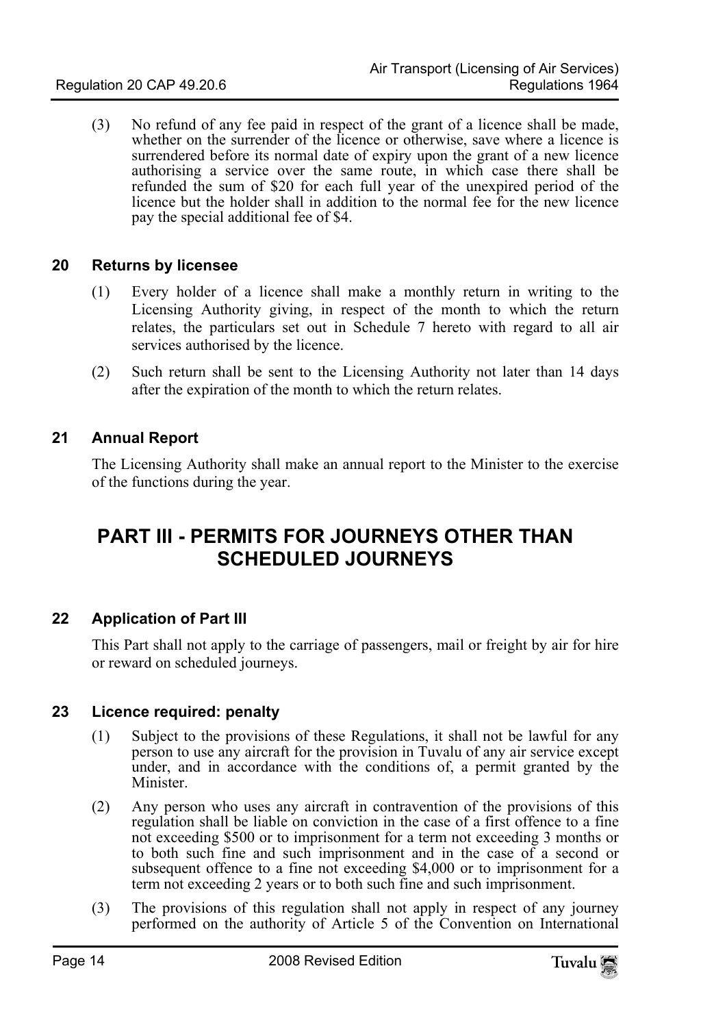(3) No refund of any fee paid in respect of the grant of a licence shall be made, whether on the surrender of the licence or otherwise, save where a licence is surrendered before its normal date of expiry upon the grant of a new licence authorising a service over the same route, in which case there shall be refunded the sum of $20 for each full year of the unexpired period of the licence but the holder shall in addition to the normal fee for the new licence pay the special additional fee of $4.

### 20 Returns by licensee

(1) Every holder of a licence shall make a monthly return in writing to the Licensing Authority giving, in respect of the month to which the return relates, the particulars set out in Schedule 7 hereto with regard to all air services authorised by the licence.

(2) Such return shall be sent to the Licensing Authority not later than 14 days after the expiration of the month to which the return relates.

### 21 Annual Report

The Licensing Authority shall make an annual report to the Minister to the exercise of the functions during the year.

## PART III - PERMITS FOR JOURNEYS OTHER THAN SCHEDULED JOURNEYS

### 22 Application of Part III

This Part shall not apply to the carriage of passengers, mail or freight by air for hire or reward on scheduled journeys.

### 23 Licence required: penalty

(1) Subject to the provisions of these Regulations, it shall not be lawful for any person to use any aircraft for the provision in Tuvalu of any air service except under, and in accordance with the conditions of, a permit granted by the Minister.

(2) Any person who uses any aircraft in contravention of the provisions of this regulation shall be liable on conviction in the case of a first offence to a fine not exceeding $500 or to imprisonment for a term not exceeding 3 months or to both such fine and such imprisonment and in the case of a second or subsequent offence to a fine not exceeding $4,000 or to imprisonment for a term not exceeding 2 years or to both such fine and such imprisonment.

(3) The provisions of this regulation shall not apply in respect of any journey performed on the authority of Article 5 of the Convention on International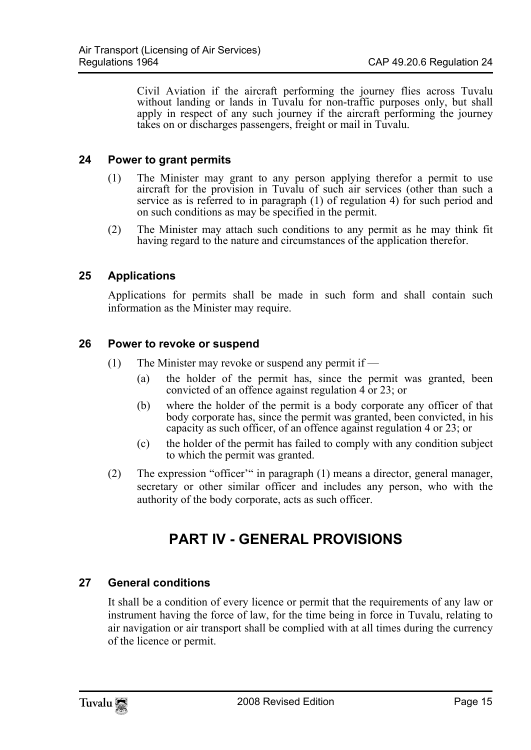Civil Aviation if the aircraft performing the journey flies across Tuvalu without landing or lands in Tuvalu for non-traffic purposes only, but shall apply in respect of any such journey if the aircraft performing the journey takes on or discharges passengers, freight or mail in Tuvalu.

### 24 Power to grant permits

(1) The Minister may grant to any person applying therefor a permit to use aircraft for the provision in Tuvalu of such air services (other than such a service as is referred to in paragraph (1) of regulation 4) for such period and on such conditions as may be specified in the permit.

(2) The Minister may attach such conditions to any permit as he may think fit having regard to the nature and circumstances of the application therefor.

### 25 Applications

Applications for permits shall be made in such form and shall contain such information as the Minister may require.

### 26 Power to revoke or suspend

(1) The Minister may revoke or suspend any permit if —

(a) the holder of the permit has, since the permit was granted, been convicted of an offence against regulation 4 or 23; or

(b) where the holder of the permit is a body corporate any officer of that body corporate has, since the permit was granted, been convicted, in his capacity as such officer, of an offence against regulation 4 or 23; or

(c) the holder of the permit has failed to comply with any condition subject to which the permit was granted.

(2) The expression "officer'" in paragraph (1) means a director, general manager, secretary or other similar officer and includes any person, who with the authority of the body corporate, acts as such officer.

## PART IV - GENERAL PROVISIONS

### 27 General conditions

It shall be a condition of every licence or permit that the requirements of any law or instrument having the force of law, for the time being in force in Tuvalu, relating to air navigation or air transport shall be complied with at all times during the currency of the licence or permit.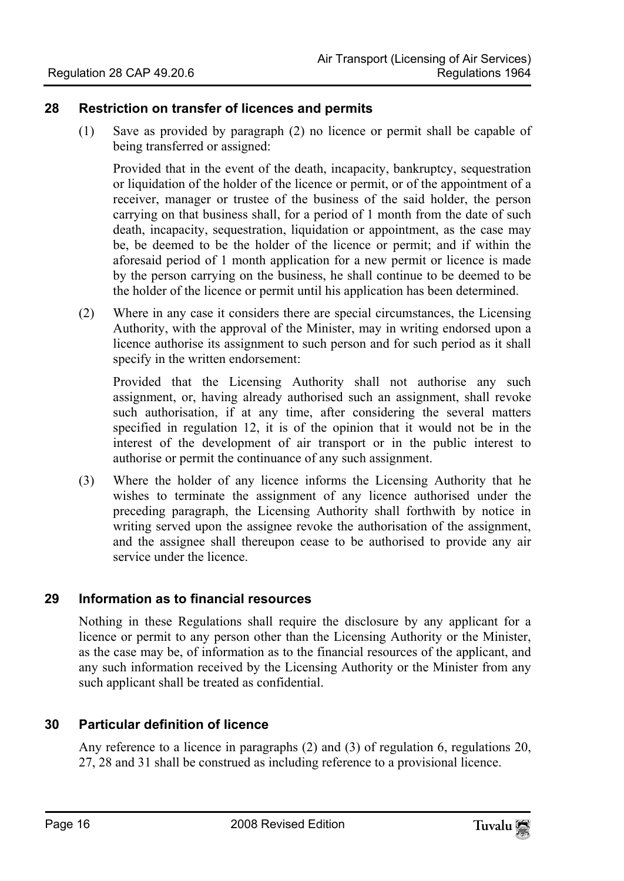## 28 Restriction on transfer of licences and permits

(1) Save as provided by paragraph (2) no licence or permit shall be capable of being transferred or assigned:

Provided that in the event of the death, incapacity, bankruptcy, sequestration or liquidation of the holder of the licence or permit, or of the appointment of a receiver, manager or trustee of the business of the said holder, the person carrying on that business shall, for a period of 1 month from the date of such death, incapacity, sequestration, liquidation or appointment, as the case may be, be deemed to be the holder of the licence or permit; and if within the aforesaid period of 1 month application for a new permit or licence is made by the person carrying on the business, he shall continue to be deemed to be the holder of the licence or permit until his application has been determined.

(2) Where in any case it considers there are special circumstances, the Licensing Authority, with the approval of the Minister, may in writing endorsed upon a licence authorise its assignment to such person and for such period as it shall specify in the written endorsement:

Provided that the Licensing Authority shall not authorise any such assignment, or, having already authorised such an assignment, shall revoke such authorisation, if at any time, after considering the several matters specified in regulation 12, it is of the opinion that it would not be in the interest of the development of air transport or in the public interest to authorise or permit the continuance of any such assignment.

(3) Where the holder of any licence informs the Licensing Authority that he wishes to terminate the assignment of any licence authorised under the preceding paragraph, the Licensing Authority shall forthwith by notice in writing served upon the assignee revoke the authorisation of the assignment, and the assignee shall thereupon cease to be authorised to provide any air service under the licence.

## 29 Information as to financial resources

Nothing in these Regulations shall require the disclosure by any applicant for a licence or permit to any person other than the Licensing Authority or the Minister, as the case may be, of information as to the financial resources of the applicant, and any such information received by the Licensing Authority or the Minister from any such applicant shall be treated as confidential.

## 30 Particular definition of licence

Any reference to a licence in paragraphs (2) and (3) of regulation 6, regulations 20, 27, 28 and 31 shall be construed as including reference to a provisional licence.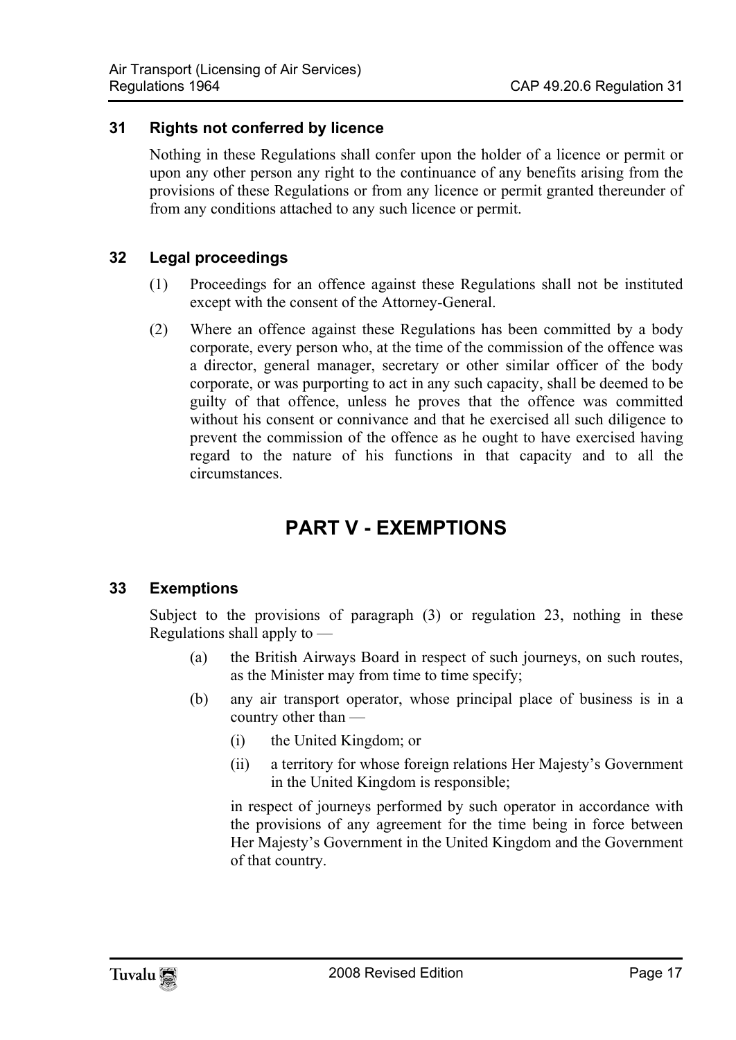### 31 Rights not conferred by licence

Nothing in these Regulations shall confer upon the holder of a licence or permit or upon any other person any right to the continuance of any benefits arising from the provisions of these Regulations or from any licence or permit granted thereunder of from any conditions attached to any such licence or permit.

### 32 Legal proceedings

(1) Proceedings for an offence against these Regulations shall not be instituted except with the consent of the Attorney-General.

(2) Where an offence against these Regulations has been committed by a body corporate, every person who, at the time of the commission of the offence was a director, general manager, secretary or other similar officer of the body corporate, or was purporting to act in any such capacity, shall be deemed to be guilty of that offence, unless he proves that the offence was committed without his consent or connivance and that he exercised all such diligence to prevent the commission of the offence as he ought to have exercised having regard to the nature of his functions in that capacity and to all the circumstances.

## PART V - EXEMPTIONS

### 33 Exemptions

Subject to the provisions of paragraph (3) or regulation 23, nothing in these Regulations shall apply to —

(a) the British Airways Board in respect of such journeys, on such routes, as the Minister may from time to time specify;

(b) any air transport operator, whose principal place of business is in a country other than —

 (i) the United Kingdom; or

 (ii) a territory for whose foreign relations Her Majesty's Government in the United Kingdom is responsible;

 in respect of journeys performed by such operator in accordance with the provisions of any agreement for the time being in force between Her Majesty's Government in the United Kingdom and the Government of that country.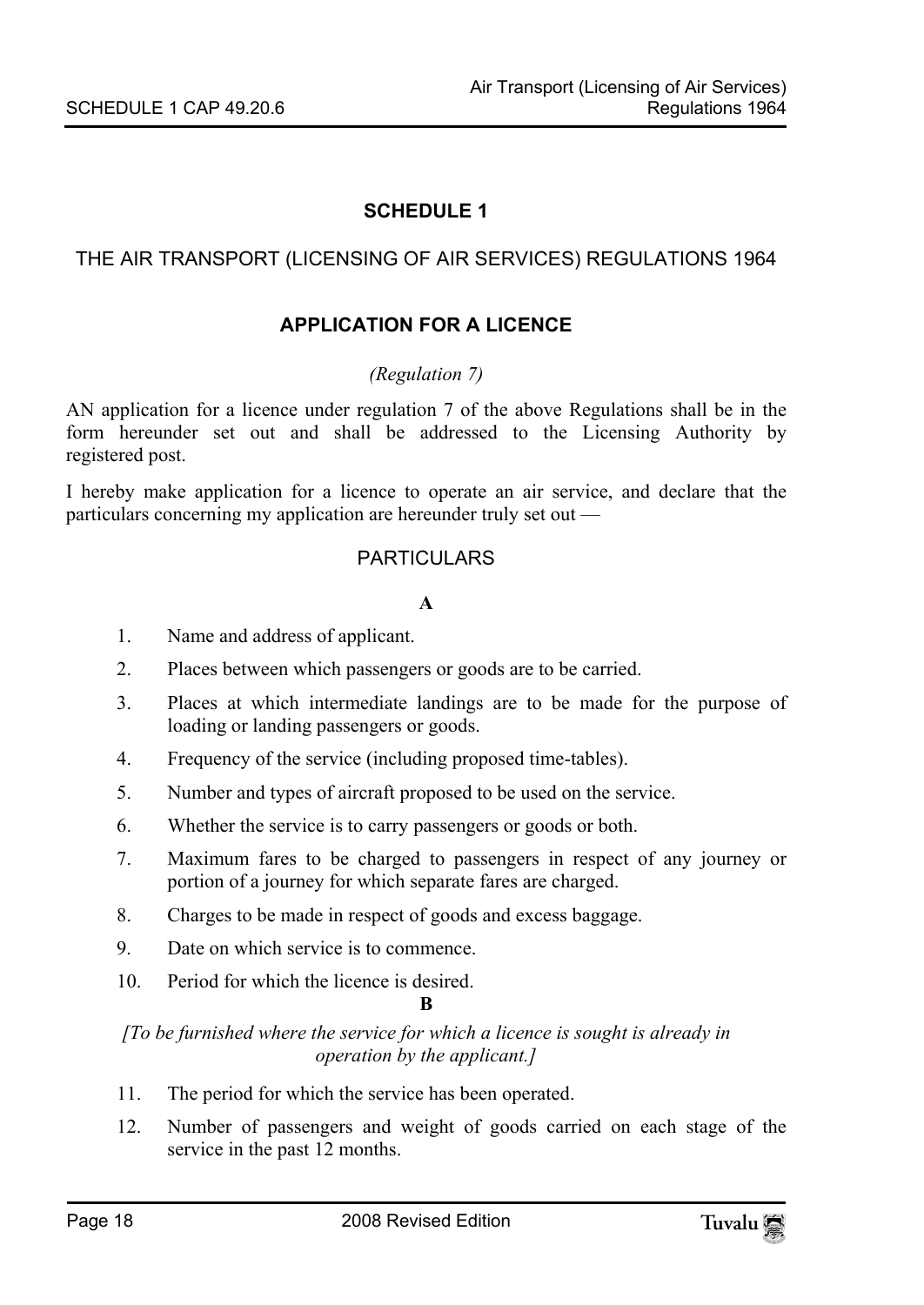# SCHEDULE 1

## THE AIR TRANSPORT (LICENSING OF AIR SERVICES) REGULATIONS 1964

### APPLICATION FOR A LICENCE

*(Regulation 7)*

AN application for a licence under regulation 7 of the above Regulations shall be in the form hereunder set out and shall be addressed to the Licensing Authority by registered post.

I hereby make application for a licence to operate an air service, and declare that the particulars concerning my application are hereunder truly set out —

PARTICULARS

**A**

1. Name and address of applicant.
2. Places between which passengers or goods are to be carried.
3. Places at which intermediate landings are to be made for the purpose of loading or landing passengers or goods.
4. Frequency of the service (including proposed time-tables).
5. Number and types of aircraft proposed to be used on the service.
6. Whether the service is to carry passengers or goods or both.
7. Maximum fares to be charged to passengers in respect of any journey or portion of a journey for which separate fares are charged.
8. Charges to be made in respect of goods and excess baggage.
9. Date on which service is to commence.
10. Period for which the licence is desired.

**B**

*[To be furnished where the service for which a licence is sought is already in operation by the applicant.]*

11. The period for which the service has been operated.
12. Number of passengers and weight of goods carried on each stage of the service in the past 12 months.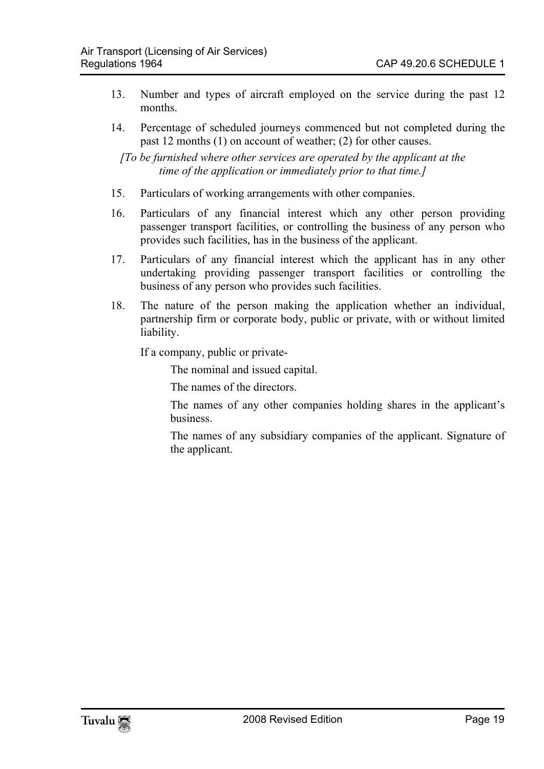13. Number and types of aircraft employed on the service during the past 12 months.

14. Percentage of scheduled journeys commenced but not completed during the past 12 months (1) on account of weather; (2) for other causes.

*[To be furnished where other services are operated by the applicant at the time of the application or immediately prior to that time.]*

15. Particulars of working arrangements with other companies.

16. Particulars of any financial interest which any other person providing passenger transport facilities, or controlling the business of any person who provides such facilities, has in the business of the applicant.

17. Particulars of any financial interest which the applicant has in any other undertaking providing passenger transport facilities or controlling the business of any person who provides such facilities.

18. The nature of the person making the application whether an individual, partnership firm or corporate body, public or private, with or without limited liability.

    If a company, public or private-

    The nominal and issued capital.

    The names of the directors.

    The names of any other companies holding shares in the applicant's business.

    The names of any subsidiary companies of the applicant. Signature of the applicant.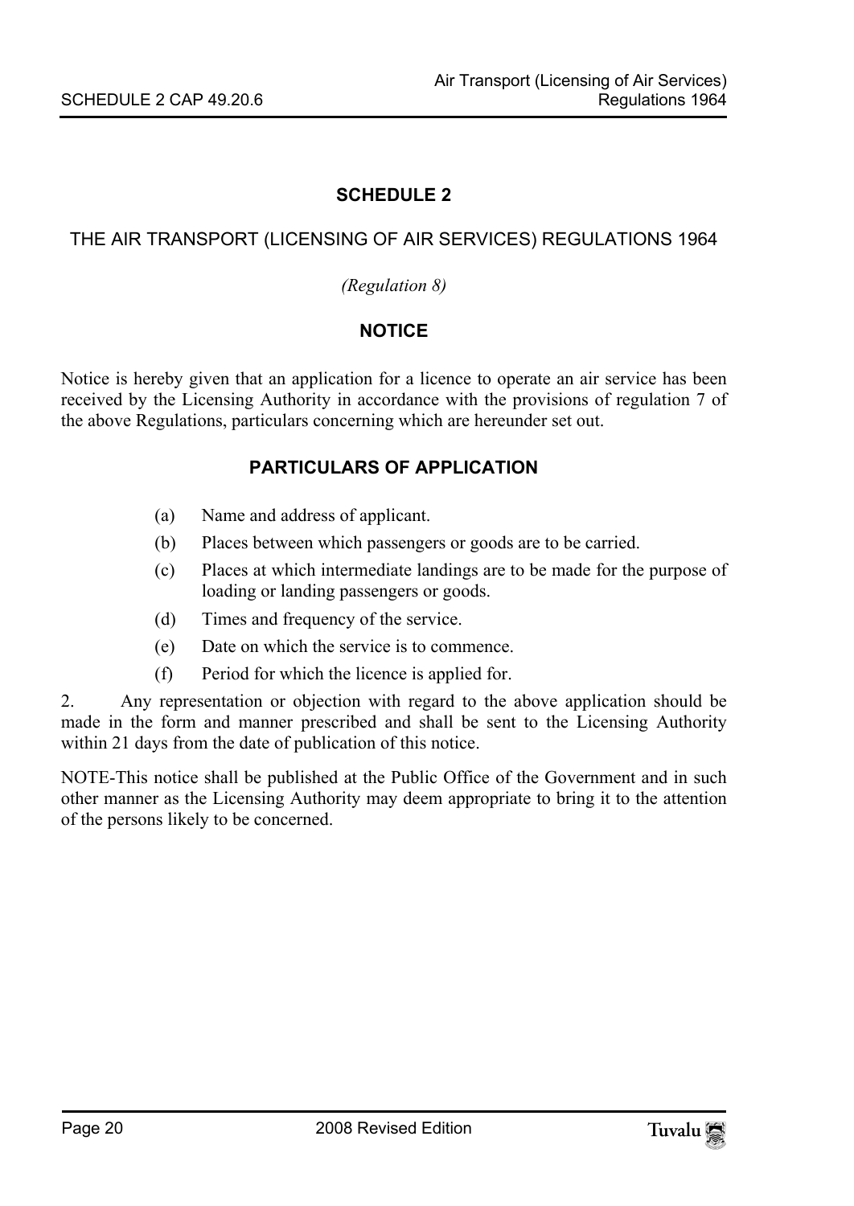## SCHEDULE 2

THE AIR TRANSPORT (LICENSING OF AIR SERVICES) REGULATIONS 1964

*(Regulation 8)*

### NOTICE

Notice is hereby given that an application for a licence to operate an air service has been received by the Licensing Authority in accordance with the provisions of regulation 7 of the above Regulations, particulars concerning which are hereunder set out.

### PARTICULARS OF APPLICATION

(a) Name and address of applicant.

(b) Places between which passengers or goods are to be carried.

(c) Places at which intermediate landings are to be made for the purpose of loading or landing passengers or goods.

(d) Times and frequency of the service.

(e) Date on which the service is to commence.

(f) Period for which the licence is applied for.

2. Any representation or objection with regard to the above application should be made in the form and manner prescribed and shall be sent to the Licensing Authority within 21 days from the date of publication of this notice.

NOTE-This notice shall be published at the Public Office of the Government and in such other manner as the Licensing Authority may deem appropriate to bring it to the attention of the persons likely to be concerned.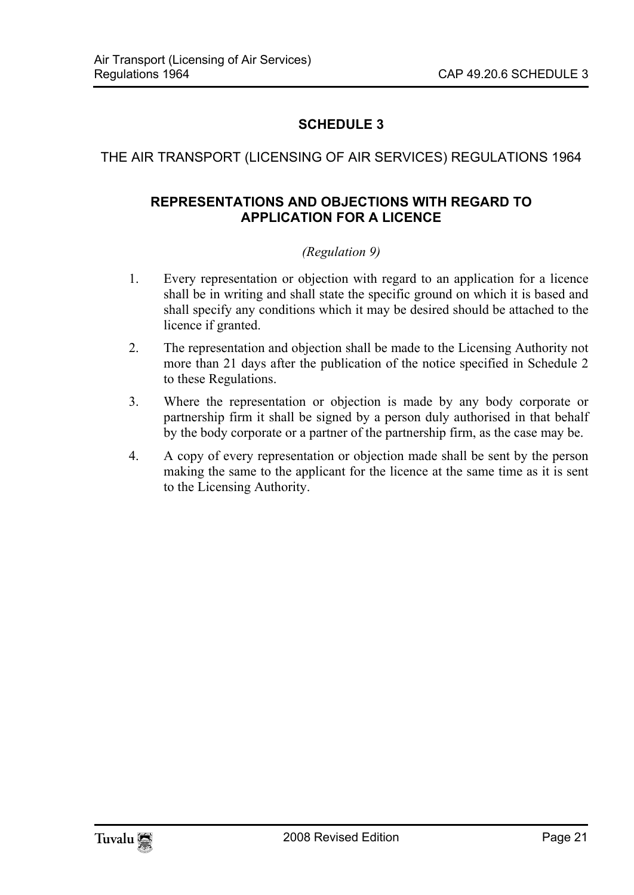# SCHEDULE 3

THE AIR TRANSPORT (LICENSING OF AIR SERVICES) REGULATIONS 1964

## REPRESENTATIONS AND OBJECTIONS WITH REGARD TO APPLICATION FOR A LICENCE

*(Regulation 9)*

1. Every representation or objection with regard to an application for a licence shall be in writing and shall state the specific ground on which it is based and shall specify any conditions which it may be desired should be attached to the licence if granted.
2. The representation and objection shall be made to the Licensing Authority not more than 21 days after the publication of the notice specified in Schedule 2 to these Regulations.
3. Where the representation or objection is made by any body corporate or partnership firm it shall be signed by a person duly authorised in that behalf by the body corporate or a partner of the partnership firm, as the case may be.
4. A copy of every representation or objection made shall be sent by the person making the same to the applicant for the licence at the same time as it is sent to the Licensing Authority.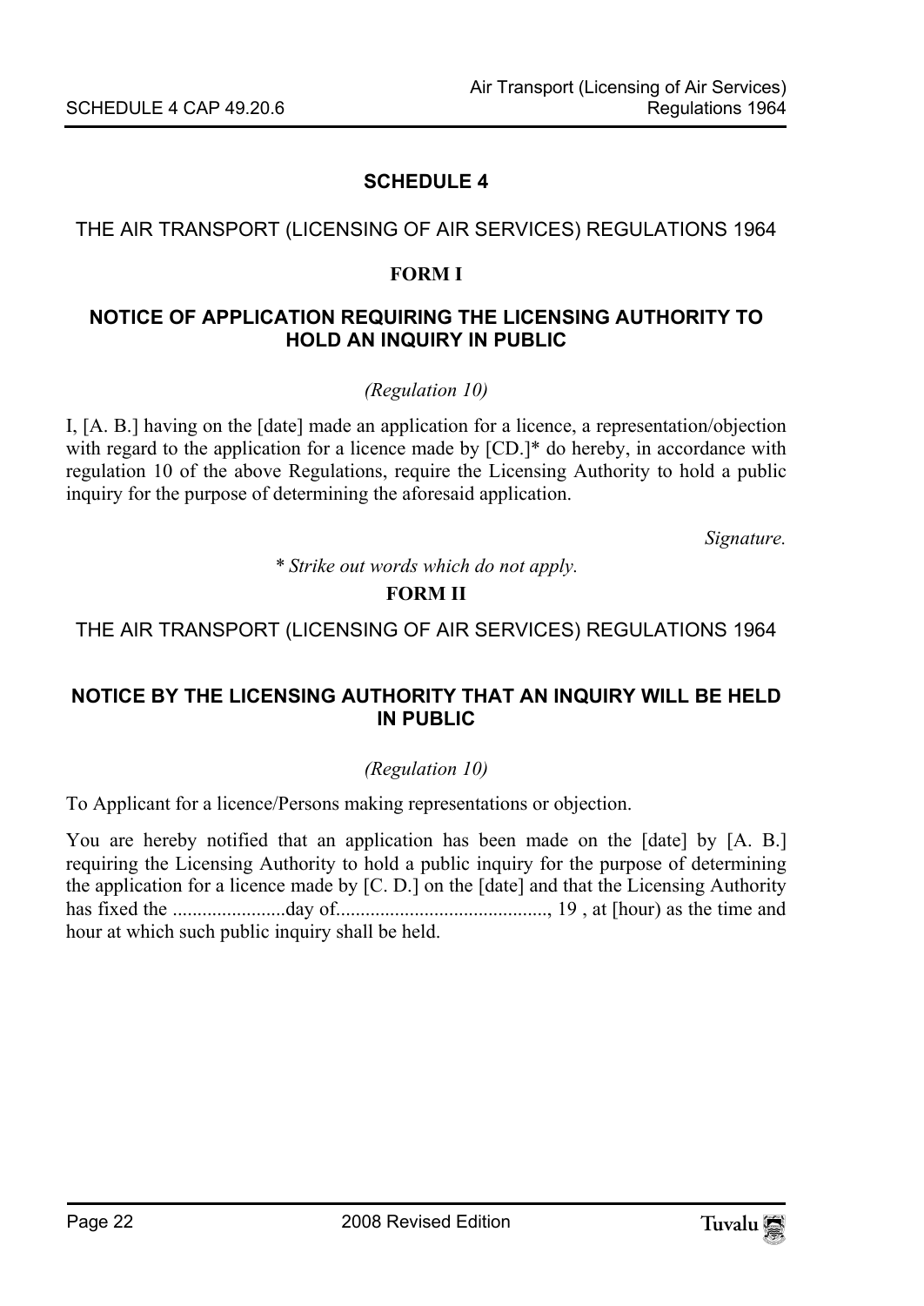## SCHEDULE 4

THE AIR TRANSPORT (LICENSING OF AIR SERVICES) REGULATIONS 1964

### FORM I

### NOTICE OF APPLICATION REQUIRING THE LICENSING AUTHORITY TO HOLD AN INQUIRY IN PUBLIC

*(Regulation 10)*

I, [A. B.] having on the [date] made an application for a licence, a representation/objection with regard to the application for a licence made by [CD.]* do hereby, in accordance with regulation 10 of the above Regulations, require the Licensing Authority to hold a public inquiry for the purpose of determining the aforesaid application.

*Signature.*

*\* Strike out words which do not apply.*

### FORM II

THE AIR TRANSPORT (LICENSING OF AIR SERVICES) REGULATIONS 1964

### NOTICE BY THE LICENSING AUTHORITY THAT AN INQUIRY WILL BE HELD IN PUBLIC

*(Regulation 10)*

To Applicant for a licence/Persons making representations or objection.

You are hereby notified that an application has been made on the [date] by [A. B.] requiring the Licensing Authority to hold a public inquiry for the purpose of determining the application for a licence made by [C. D.] on the [date] and that the Licensing Authority has fixed the .......................day of..........................................., 19 , at [hour) as the time and hour at which such public inquiry shall be held.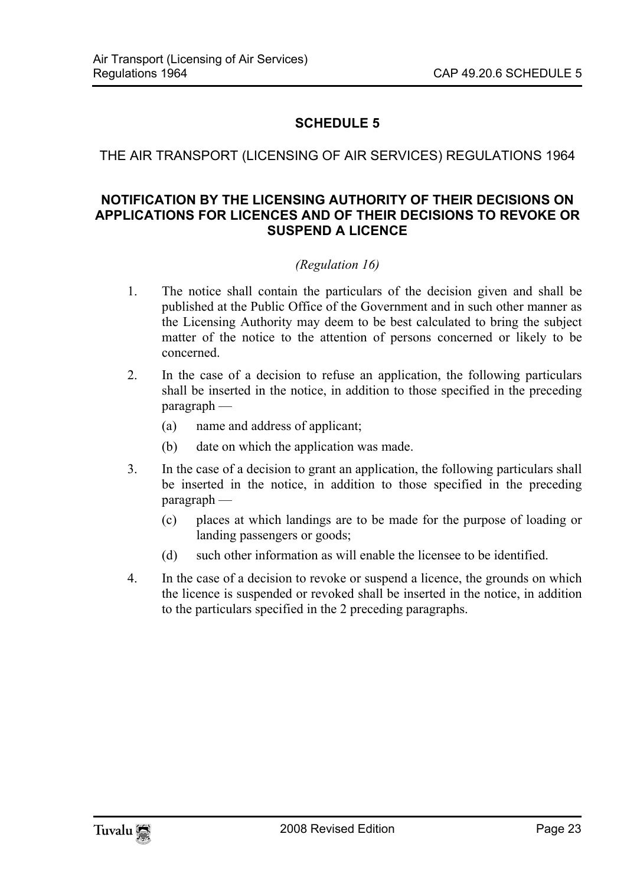# SCHEDULE 5

THE AIR TRANSPORT (LICENSING OF AIR SERVICES) REGULATIONS 1964

## NOTIFICATION BY THE LICENSING AUTHORITY OF THEIR DECISIONS ON APPLICATIONS FOR LICENCES AND OF THEIR DECISIONS TO REVOKE OR SUSPEND A LICENCE

*(Regulation 16)*

1. The notice shall contain the particulars of the decision given and shall be published at the Public Office of the Government and in such other manner as the Licensing Authority may deem to be best calculated to bring the subject matter of the notice to the attention of persons concerned or likely to be concerned.

2. In the case of a decision to refuse an application, the following particulars shall be inserted in the notice, in addition to those specified in the preceding paragraph —

   (a) name and address of applicant;

   (b) date on which the application was made.

3. In the case of a decision to grant an application, the following particulars shall be inserted in the notice, in addition to those specified in the preceding paragraph —

   (c) places at which landings are to be made for the purpose of loading or landing passengers or goods;

   (d) such other information as will enable the licensee to be identified.

4. In the case of a decision to revoke or suspend a licence, the grounds on which the licence is suspended or revoked shall be inserted in the notice, in addition to the particulars specified in the 2 preceding paragraphs.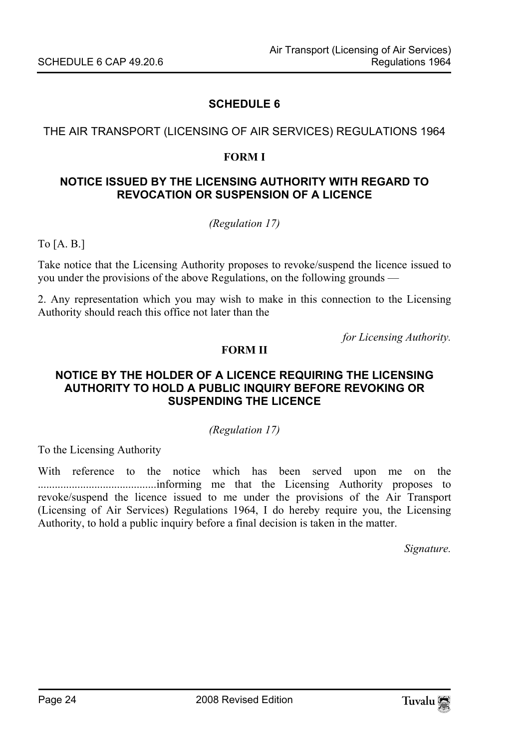## SCHEDULE 6

THE AIR TRANSPORT (LICENSING OF AIR SERVICES) REGULATIONS 1964

### FORM I

### NOTICE ISSUED BY THE LICENSING AUTHORITY WITH REGARD TO REVOCATION OR SUSPENSION OF A LICENCE

*(Regulation 17)*

To [A. B.]

Take notice that the Licensing Authority proposes to revoke/suspend the licence issued to you under the provisions of the above Regulations, on the following grounds —

2. Any representation which you may wish to make in this connection to the Licensing Authority should reach this office not later than the

*for Licensing Authority.*

### FORM II

### NOTICE BY THE HOLDER OF A LICENCE REQUIRING THE LICENSING AUTHORITY TO HOLD A PUBLIC INQUIRY BEFORE REVOKING OR SUSPENDING THE LICENCE

*(Regulation 17)*

To the Licensing Authority

With reference to the notice which has been served upon me on the ..........................................informing me that the Licensing Authority proposes to revoke/suspend the licence issued to me under the provisions of the Air Transport (Licensing of Air Services) Regulations 1964, I do hereby require you, the Licensing Authority, to hold a public inquiry before a final decision is taken in the matter.

*Signature.*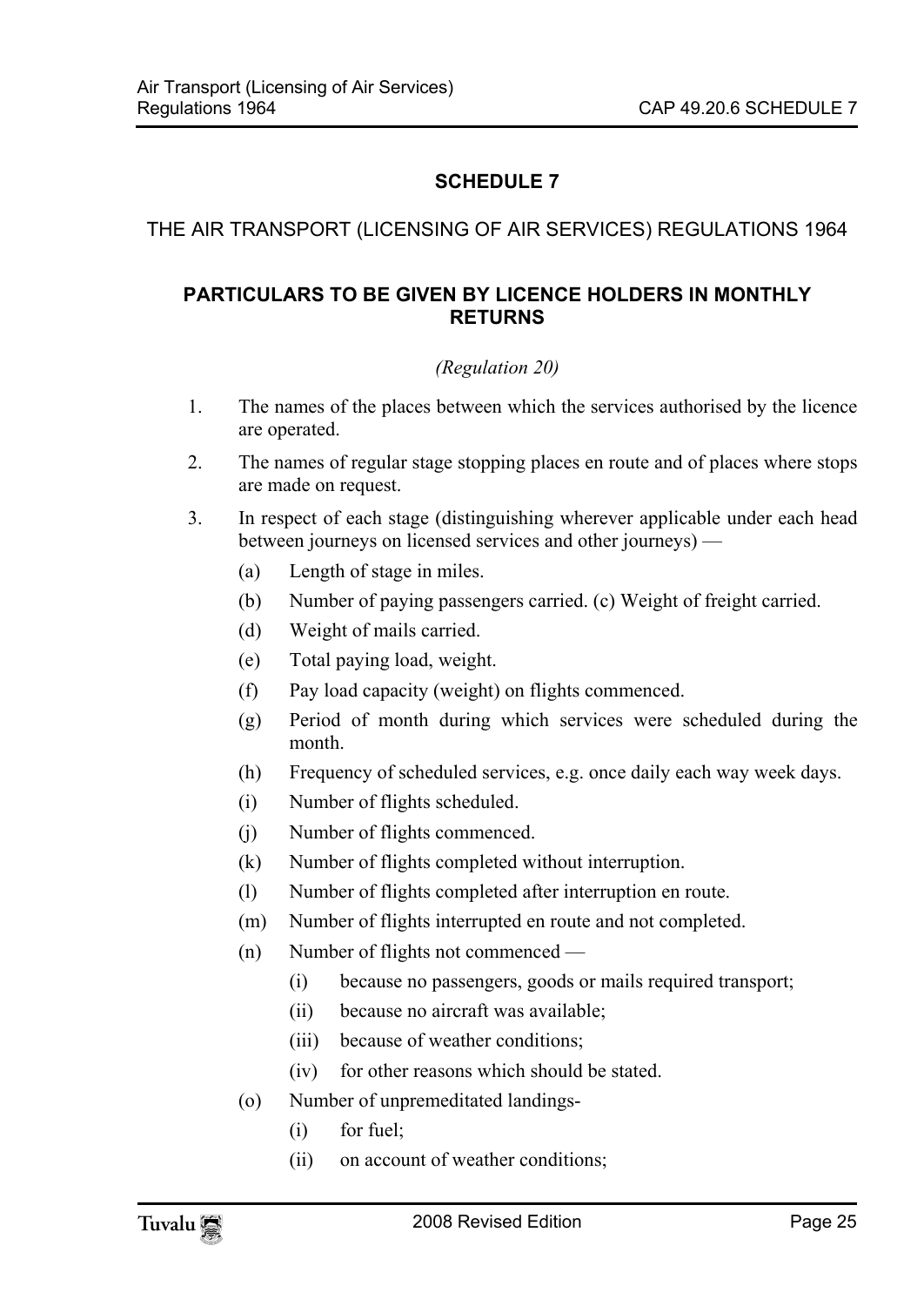## SCHEDULE 7

THE AIR TRANSPORT (LICENSING OF AIR SERVICES) REGULATIONS 1964

### PARTICULARS TO BE GIVEN BY LICENCE HOLDERS IN MONTHLY RETURNS

*(Regulation 20)*

1. The names of the places between which the services authorised by the licence are operated.
2. The names of regular stage stopping places en route and of places where stops are made on request.
3. In respect of each stage (distinguishing wherever applicable under each head between journeys on licensed services and other journeys) —
   - (a) Length of stage in miles.
   - (b) Number of paying passengers carried. (c) Weight of freight carried.
   - (d) Weight of mails carried.
   - (e) Total paying load, weight.
   - (f) Pay load capacity (weight) on flights commenced.
   - (g) Period of month during which services were scheduled during the month.
   - (h) Frequency of scheduled services, e.g. once daily each way week days.
   - (i) Number of flights scheduled.
   - (j) Number of flights commenced.
   - (k) Number of flights completed without interruption.
   - (l) Number of flights completed after interruption en route.
   - (m) Number of flights interrupted en route and not completed.
   - (n) Number of flights not commenced —
     - (i) because no passengers, goods or mails required transport;
     - (ii) because no aircraft was available;
     - (iii) because of weather conditions;
     - (iv) for other reasons which should be stated.
   - (o) Number of unpremeditated landings-
     - (i) for fuel;
     - (ii) on account of weather conditions;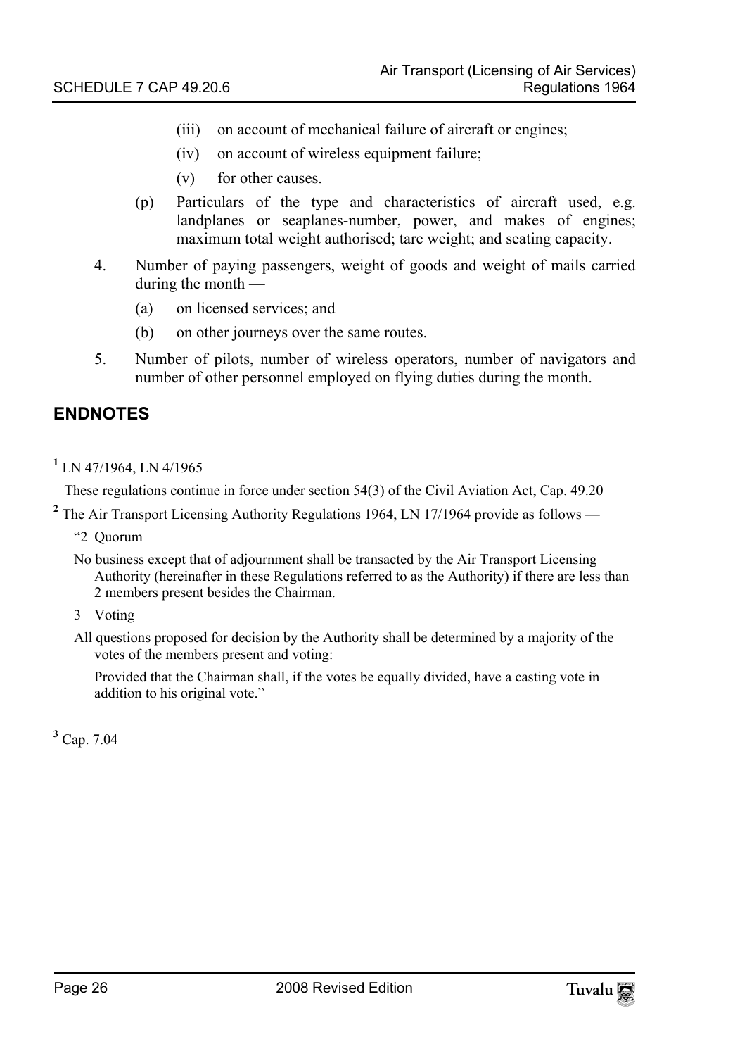(iii) on account of mechanical failure of aircraft or engines;

(iv) on account of wireless equipment failure;

(v) for other causes.

(p) Particulars of the type and characteristics of aircraft used, e.g. landplanes or seaplanes-number, power, and makes of engines; maximum total weight authorised; tare weight; and seating capacity.

4. Number of paying passengers, weight of goods and weight of mails carried during the month —

(a) on licensed services; and

(b) on other journeys over the same routes.

5. Number of pilots, number of wireless operators, number of navigators and number of other personnel employed on flying duties during the month.

## ENDNOTES

[1] LN 47/1964, LN 4/1965

These regulations continue in force under section 54(3) of the Civil Aviation Act, Cap. 49.20

[2] The Air Transport Licensing Authority Regulations 1964, LN 17/1964 provide as follows —

"2 Quorum

No business except that of adjournment shall be transacted by the Air Transport Licensing Authority (hereinafter in these Regulations referred to as the Authority) if there are less than 2 members present besides the Chairman.

3 Voting

All questions proposed for decision by the Authority shall be determined by a majority of the votes of the members present and voting:

Provided that the Chairman shall, if the votes be equally divided, have a casting vote in addition to his original vote."

[3] Cap. 7.04